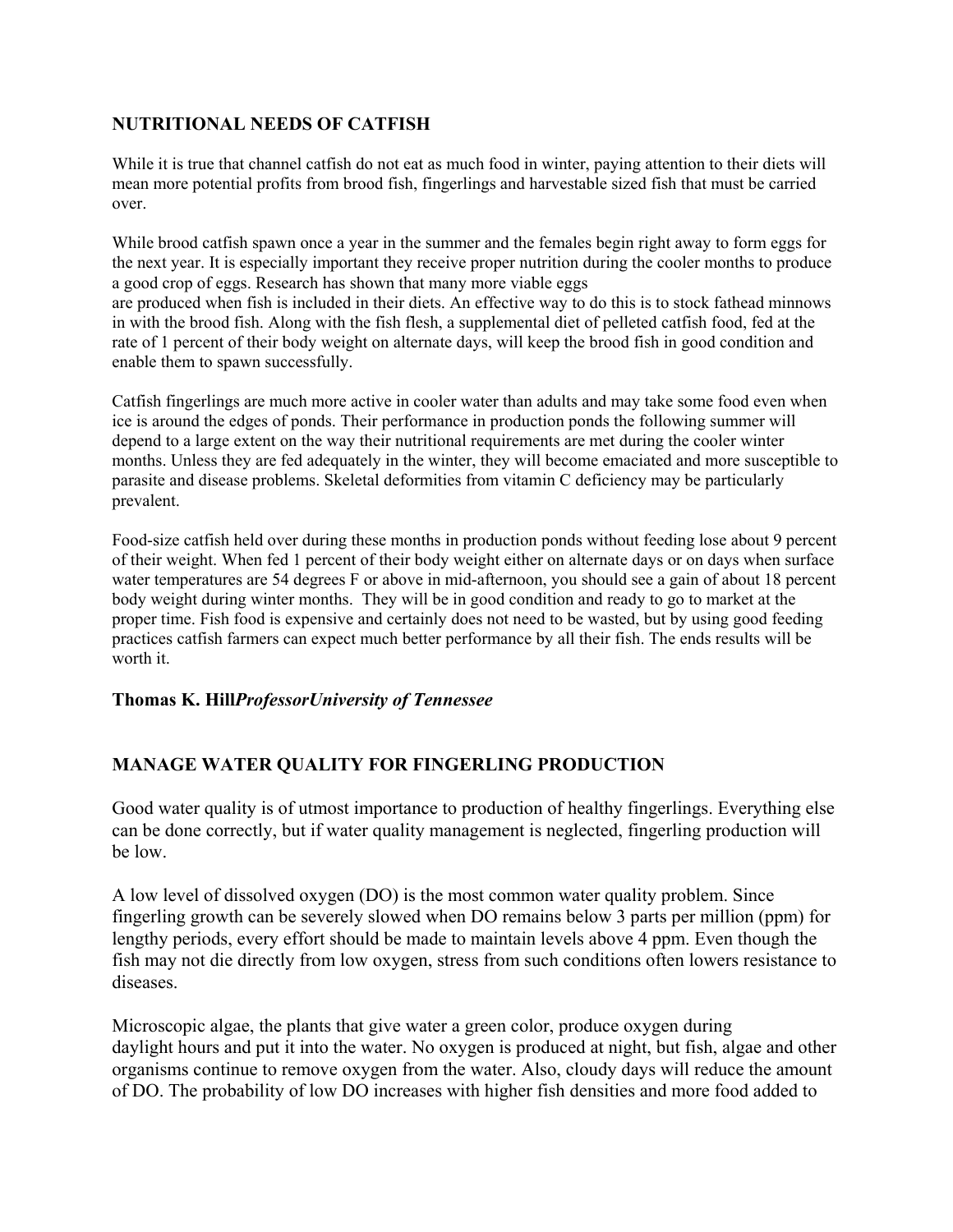## NUTRITIONAL NEEDS OF CATFISH

While it is true that channel catfish do not eat as much food in winter, paying attention to their diets will mean more potential profits from brood fish, fingerlings and harvestable sized fish that must be carried over.

While brood catfish spawn once a year in the summer and the females begin right away to form eggs for the next year. It is especially important they receive proper nutrition during the cooler months to produce a good crop of eggs. Research has shown that many more viable eggs are produced when fish is included in their diets. An effective way to do this is to stock fathead minnows in with the brood fish. Along with the fish flesh, a supplemental diet of pelleted catfish food, fed at the rate of 1 percent of their body weight on alternate days, will keep the brood fish in good condition and enable them to spawn successfully.

Catfish fingerlings are much more active in cooler water than adults and may take some food even when ice is around the edges of ponds. Their performance in production ponds the following summer will depend to a large extent on the way their nutritional requirements are met during the cooler winter months. Unless they are fed adequately in the winter, they will become emaciated and more susceptible to parasite and disease problems. Skeletal deformities from vitamin C deficiency may be particularly prevalent.

Food-size catfish held over during these months in production ponds without feeding lose about 9 percent of their weight. When fed 1 percent of their body weight either on alternate days or on days when surface water temperatures are 54 degrees F or above in mid-afternoon, you should see a gain of about 18 percent body weight during winter months. They will be in good condition and ready to go to market at the proper time. Fish food is expensive and certainly does not need to be wasted, but by using good feeding practices catfish farmers can expect much better performance by all their fish. The ends results will be worth it.

**Thomas K. Hill***ProfessorUniversity of Tennessee*

## MANAGE WATER QUALITY FOR FINGERLING PRODUCTION

Good water quality is of utmost importance to production of healthy fingerlings. Everything else can be done correctly, but if water quality management is neglected, fingerling production will be low.

A low level of dissolved oxygen (DO) is the most common water quality problem. Since fingerling growth can be severely slowed when DO remains below 3 parts per million (ppm) for lengthy periods, every effort should be made to maintain levels above 4 ppm. Even though the fish may not die directly from low oxygen, stress from such conditions often lowers resistance to diseases.

Microscopic algae, the plants that give water a green color, produce oxygen during daylight hours and put it into the water. No oxygen is produced at night, but fish, algae and other organisms continue to remove oxygen from the water. Also, cloudy days will reduce the amount of DO. The probability of low DO increases with higher fish densities and more food added to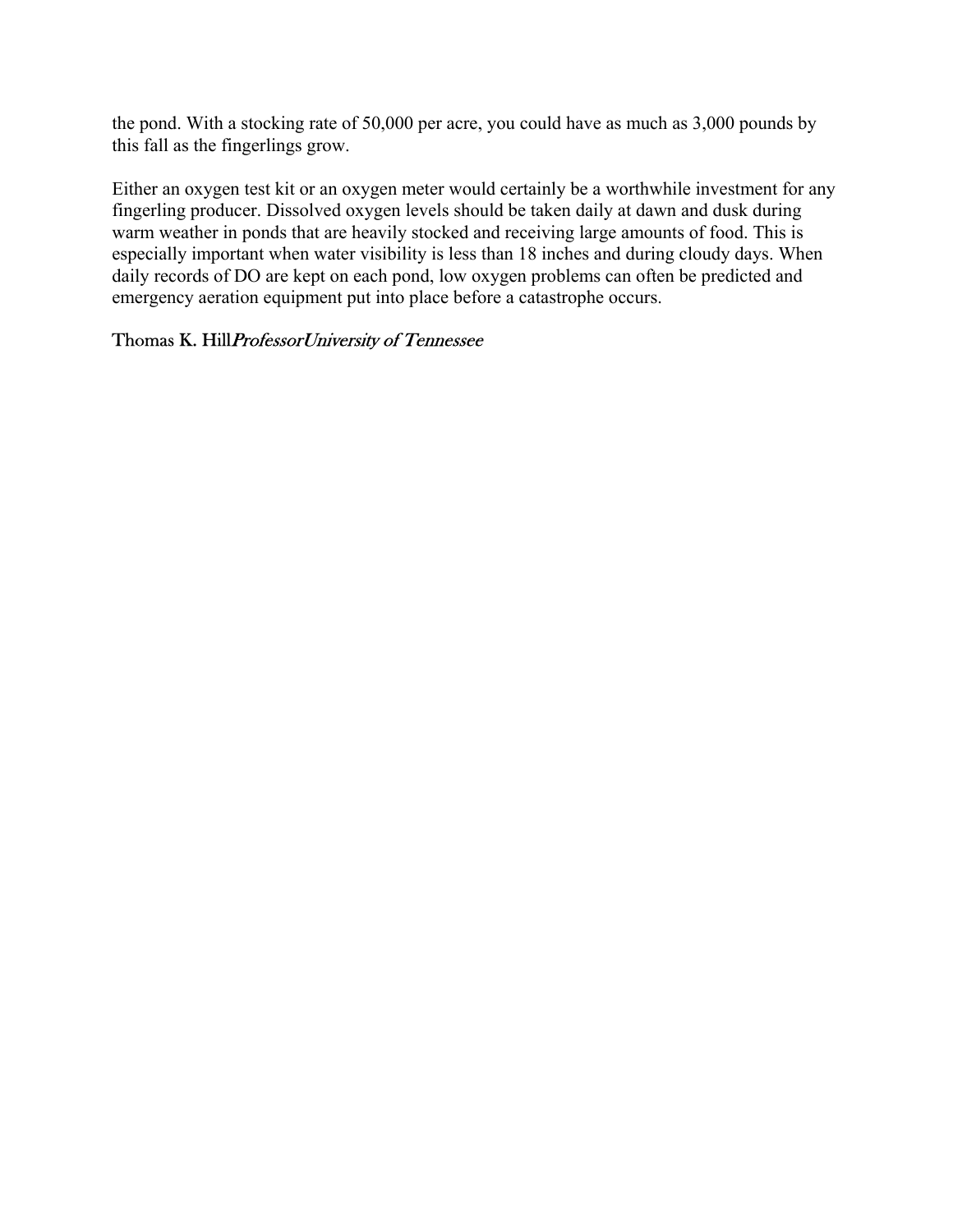the pond. With a stocking rate of 50,000 per acre, you could have as much as 3,000 pounds by this fall as the fingerlings grow.

Either an oxygen test kit or an oxygen meter would certainly be a worthwhile investment for any fingerling producer. Dissolved oxygen levels should be taken daily at dawn and dusk during warm weather in ponds that are heavily stocked and receiving large amounts of food. This is especially important when water visibility is less than 18 inches and during cloudy days. When daily records of DO are kept on each pond, low oxygen problems can often be predicted and emergency aeration equipment put into place before a catastrophe occurs.

Thomas K. Hill*ProfessorUniversity of Tennessee*